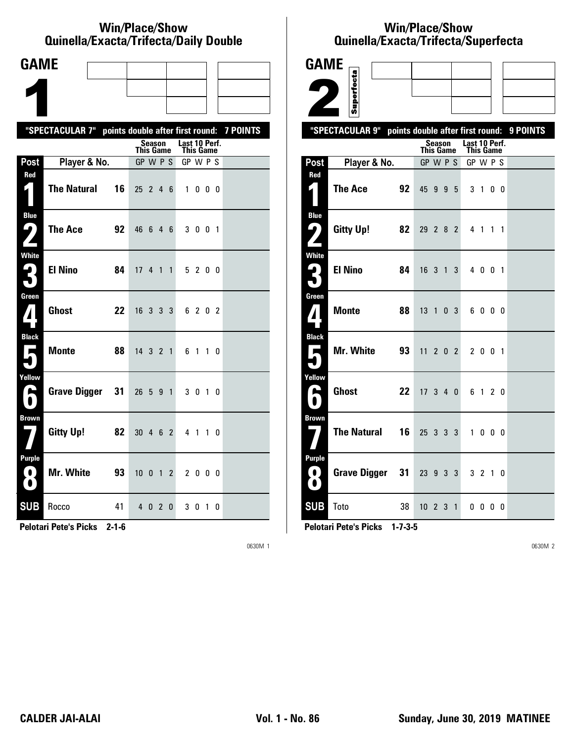# Win/Place/Show Quinella/Exacta/Trifecta/Daily Double

## GAME 1

**"SPECTACULAR 7" points double after first round: 7 POINTS**

| Post | Player & No. | | Season This Game GP W P S | Last 10 Perf. This Game GP W P S |
|---|---|---|---|---|
| Red 1 | The Natural | 16 | 25 2 4 6 | 1 0 0 0 |
| Blue 2 | The Ace | 92 | 46 6 4 6 | 3 0 0 1 |
| White 3 | El Nino | 84 | 17 4 1 1 | 5 2 0 0 |
| Green 4 | Ghost | 22 | 16 3 3 3 | 6 2 0 2 |
| Black 5 | Monte | 88 | 14 3 2 1 | 6 1 1 0 |
| Yellow 6 | Grave Digger | 31 | 26 5 9 1 | 3 0 1 0 |
| Brown 7 | Gitty Up! | 82 | 30 4 6 2 | 4 1 1 0 |
| Purple 8 | Mr. White | 93 | 10 0 1 2 | 2 0 0 0 |
| SUB | Rocco | 41 | 4 0 2 0 | 3 0 1 0 |

**Pelotari Pete's Picks 2-1-6**

0630M 1

# Win/Place/Show Quinella/Exacta/Trifecta/Superfecta

## GAME 2 Superfecta

**"SPECTACULAR 9" points double after first round: 9 POINTS**

| Post | Player & No. | | Season This Game GP W P S | Last 10 Perf. This Game GP W P S |
|---|---|---|---|---|
| Red 1 | The Ace | 92 | 45 9 9 5 | 3 1 0 0 |
| Blue 2 | Gitty Up! | 82 | 29 2 8 2 | 4 1 1 1 |
| White 3 | El Nino | 84 | 16 3 1 3 | 4 0 0 1 |
| Green 4 | Monte | 88 | 13 1 0 3 | 6 0 0 0 |
| Black 5 | Mr. White | 93 | 11 2 0 2 | 2 0 0 1 |
| Yellow 6 | Ghost | 22 | 17 3 4 0 | 6 1 2 0 |
| Brown 7 | The Natural | 16 | 25 3 3 3 | 1 0 0 0 |
| Purple 8 | Grave Digger | 31 | 23 9 3 3 | 3 2 1 0 |
| SUB | Toto | 38 | 10 2 3 1 | 0 0 0 0 |

**Pelotari Pete's Picks 1-7-3-5**

0630M 2

CALDER JAI-ALAI — Vol. 1 - No. 86 — Sunday, June 30, 2019 MATINEE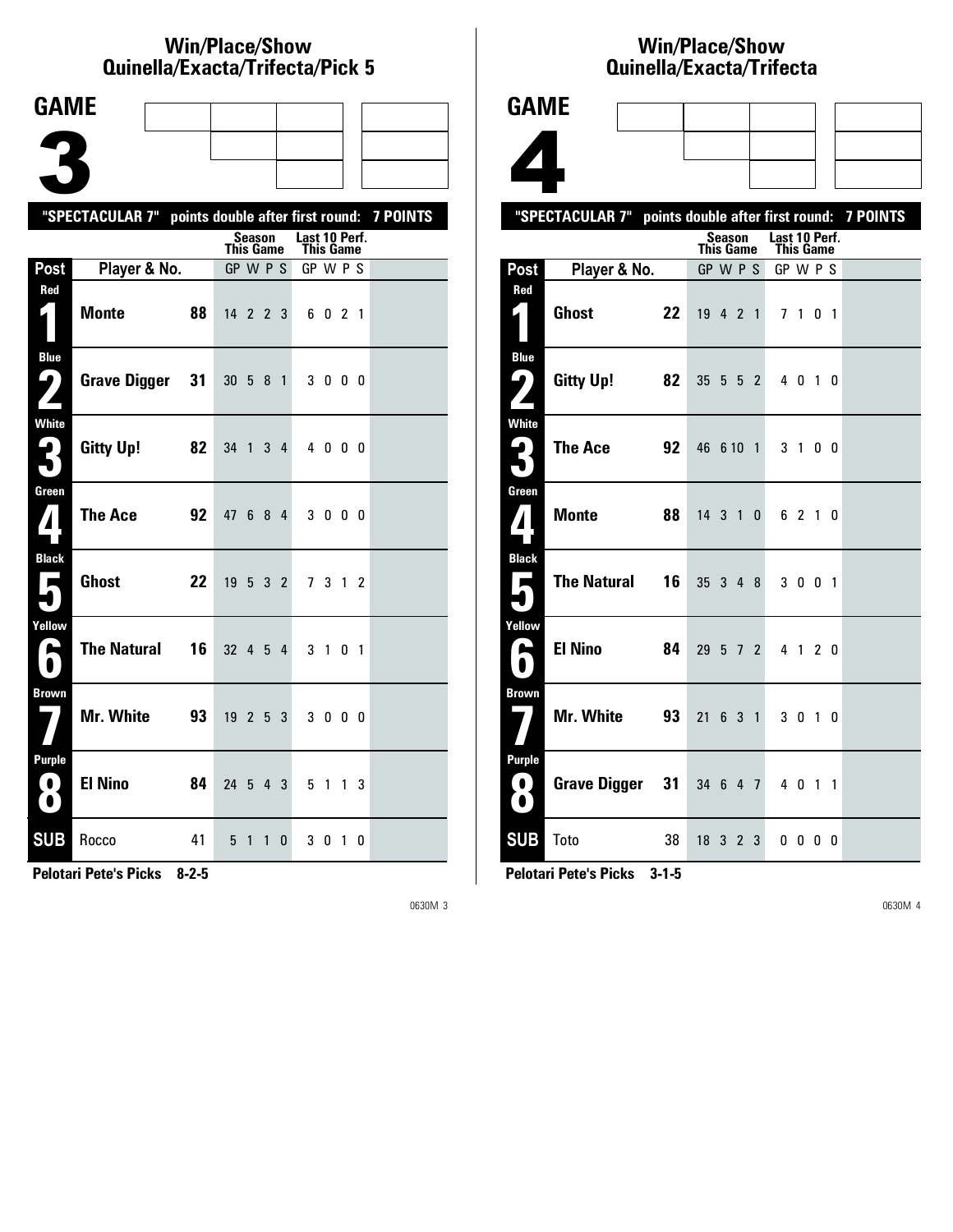## Win/Place/Show Quinella/Exacta/Trifecta/Pick 5

# GAME 3

**"SPECTACULAR 7" points double after first round: 7 POINTS**

| Post | Player & No. | | Season This Game GP W P S | Last 10 Perf. This Game GP W P S |
|---|---|---|---|---|
| Red 1 | **Monte** | **88** | 14 2 2 3 | 6 0 2 1 |
| Blue 2 | **Grave Digger** | **31** | 30 5 8 1 | 3 0 0 0 |
| White 3 | **Gitty Up!** | **82** | 34 1 3 4 | 4 0 0 0 |
| Green 4 | **The Ace** | **92** | 47 6 8 4 | 3 0 0 0 |
| Black 5 | **Ghost** | **22** | 19 5 3 2 | 7 3 1 2 |
| Yellow 6 | **The Natural** | **16** | 32 4 5 4 | 3 1 0 1 |
| Brown 7 | **Mr. White** | **93** | 19 2 5 3 | 3 0 0 0 |
| Purple 8 | **El Nino** | **84** | 24 5 4 3 | 5 1 1 3 |
| SUB | Rocco | 41 | 5 1 1 0 | 3 0 1 0 |

**Pelotari Pete's Picks 8-2-5**

0630M 3

## Win/Place/Show Quinella/Exacta/Trifecta

# GAME 4

**"SPECTACULAR 7" points double after first round: 7 POINTS**

| Post | Player & No. | | Season This Game GP W P S | Last 10 Perf. This Game GP W P S |
|---|---|---|---|---|
| Red 1 | **Ghost** | **22** | 19 4 2 1 | 7 1 0 1 |
| Blue 2 | **Gitty Up!** | **82** | 35 5 5 2 | 4 0 1 0 |
| White 3 | **The Ace** | **92** | 46 6 10 1 | 3 1 0 0 |
| Green 4 | **Monte** | **88** | 14 3 1 0 | 6 2 1 0 |
| Black 5 | **The Natural** | **16** | 35 3 4 8 | 3 0 0 1 |
| Yellow 6 | **El Nino** | **84** | 29 5 7 2 | 4 1 2 0 |
| Brown 7 | **Mr. White** | **93** | 21 6 3 1 | 3 0 1 0 |
| Purple 8 | **Grave Digger** | **31** | 34 6 4 7 | 4 0 1 1 |
| SUB | Toto | 38 | 18 3 2 3 | 0 0 0 0 |

**Pelotari Pete's Picks 3-1-5**

0630M 4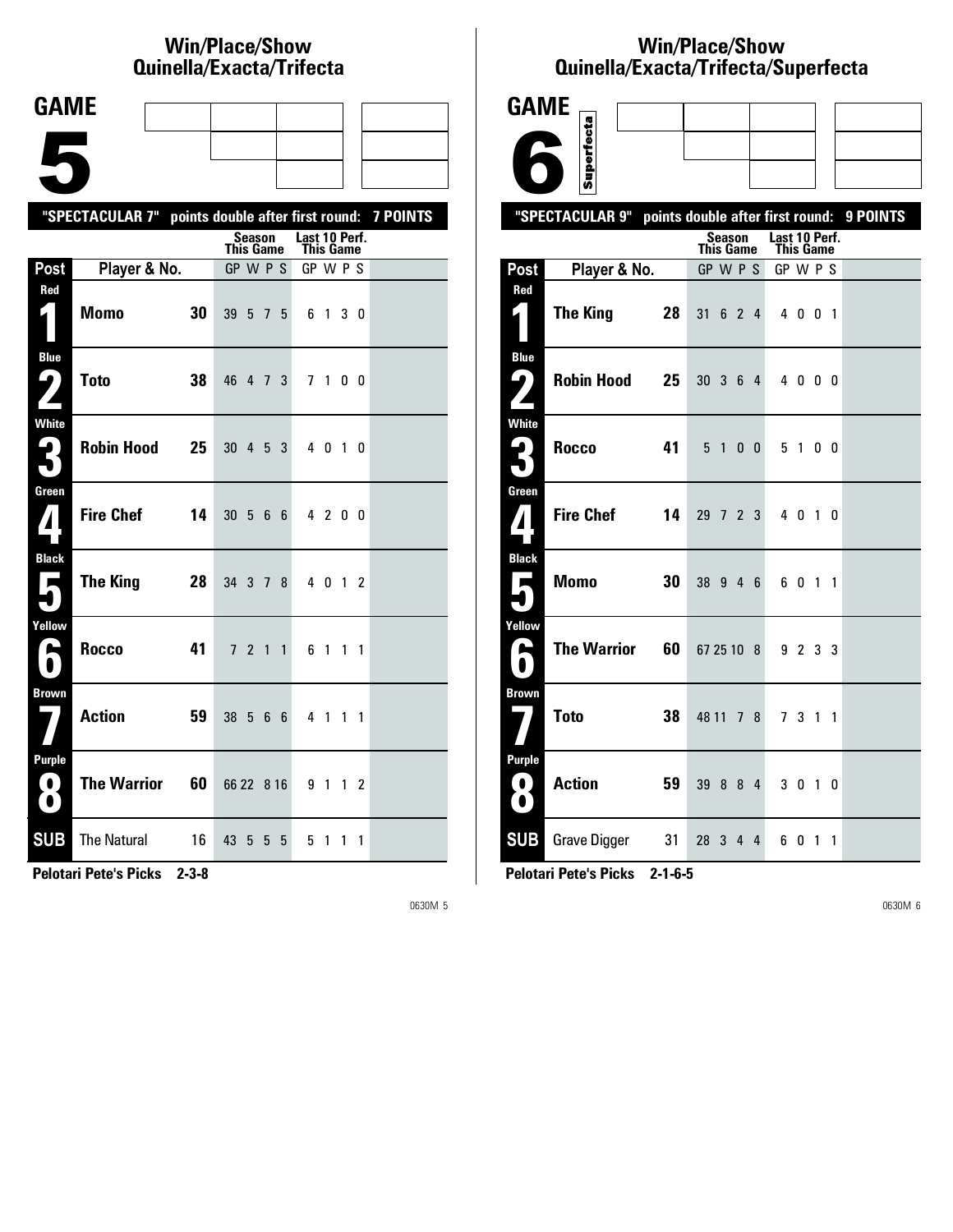## Win/Place/Show Quinella/Exacta/Trifecta

# GAME 5

"SPECTACULAR 7" points double after first round: 7 POINTS

| Post | Player & No. | | Season This Game GP | W | P | S | Last 10 Perf. This Game GP | W | P | S |
|---|---|---|---|---|---|---|---|---|---|---|
| Red 1 | Momo | 30 | 39 | 5 | 7 | 5 | 6 | 1 | 3 | 0 |
| Blue 2 | Toto | 38 | 46 | 4 | 7 | 3 | 7 | 1 | 0 | 0 |
| White 3 | Robin Hood | 25 | 30 | 4 | 5 | 3 | 4 | 0 | 1 | 0 |
| Green 4 | Fire Chef | 14 | 30 | 5 | 6 | 6 | 4 | 2 | 0 | 0 |
| Black 5 | The King | 28 | 34 | 3 | 7 | 8 | 4 | 0 | 1 | 2 |
| Yellow 6 | Rocco | 41 | 7 | 2 | 1 | 1 | 6 | 1 | 1 | 1 |
| Brown 7 | Action | 59 | 38 | 5 | 6 | 6 | 4 | 1 | 1 | 1 |
| Purple 8 | The Warrior | 60 | 66 | 22 | 8 | 16 | 9 | 1 | 1 | 2 |
| SUB | The Natural | 16 | 43 | 5 | 5 | 5 | 5 | 1 | 1 | 1 |

**Pelotari Pete's Picks 2-3-8**

0630M 5

## Win/Place/Show Quinella/Exacta/Trifecta/Superfecta

# GAME 6

Superfecta

"SPECTACULAR 9" points double after first round: 9 POINTS

| Post | Player & No. | | Season This Game GP | W | P | S | Last 10 Perf. This Game GP | W | P | S |
|---|---|---|---|---|---|---|---|---|---|---|
| Red 1 | The King | 28 | 31 | 6 | 2 | 4 | 4 | 0 | 0 | 1 |
| Blue 2 | Robin Hood | 25 | 30 | 3 | 6 | 4 | 4 | 0 | 0 | 0 |
| White 3 | Rocco | 41 | 5 | 1 | 0 | 0 | 5 | 1 | 0 | 0 |
| Green 4 | Fire Chef | 14 | 29 | 7 | 2 | 3 | 4 | 0 | 1 | 0 |
| Black 5 | Momo | 30 | 38 | 9 | 4 | 6 | 6 | 0 | 1 | 1 |
| Yellow 6 | The Warrior | 60 | 67 | 25 | 10 | 8 | 9 | 2 | 3 | 3 |
| Brown 7 | Toto | 38 | 48 | 11 | 7 | 8 | 7 | 3 | 1 | 1 |
| Purple 8 | Action | 59 | 39 | 8 | 8 | 4 | 3 | 0 | 1 | 0 |
| SUB | Grave Digger | 31 | 28 | 3 | 4 | 4 | 6 | 0 | 1 | 1 |

**Pelotari Pete's Picks 2-1-6-5**

0630M 6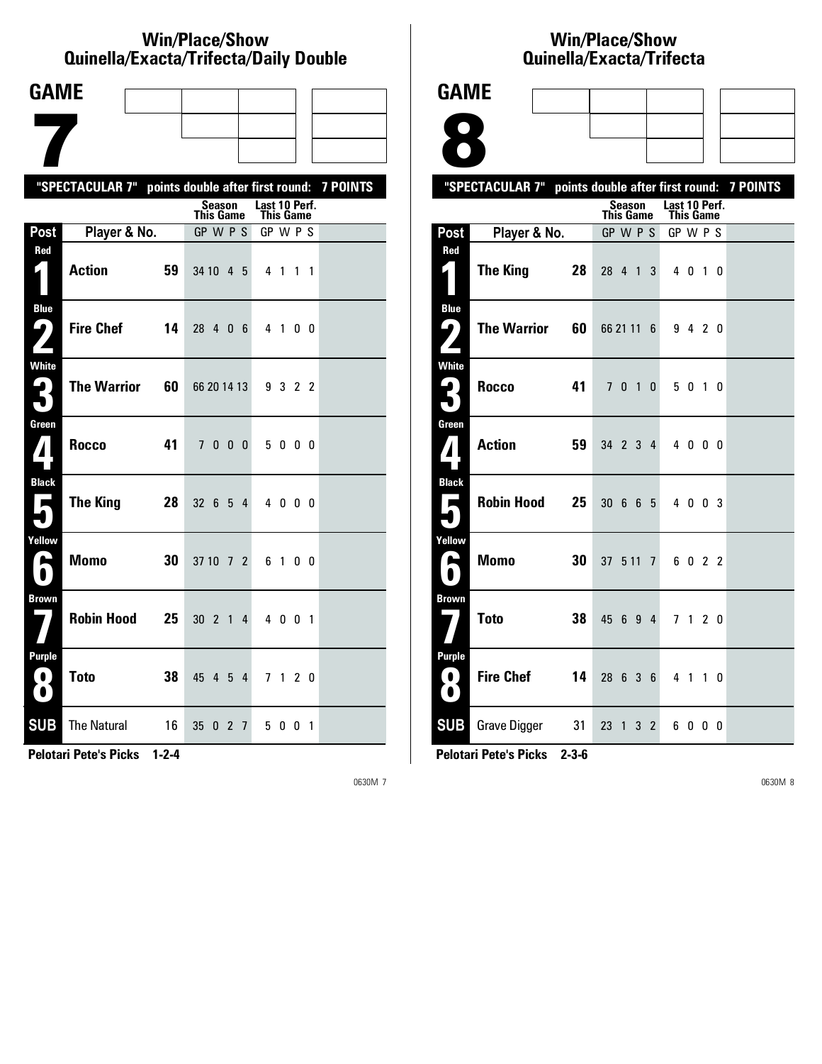# Win/Place/Show Quinella/Exacta/Trifecta/Daily Double

## GAME 7

"SPECTACULAR 7" points double after first round: 7 POINTS

| Post | Player & No. | | Season This Game GP W P S | Last 10 Perf. This Game GP W P S |
|---|---|---|---|---|
| Red 1 | Action | 59 | 34 10 4 5 | 4 1 1 1 |
| Blue 2 | Fire Chef | 14 | 28 4 0 6 | 4 1 0 0 |
| White 3 | The Warrior | 60 | 66 20 14 13 | 9 3 2 2 |
| Green 4 | Rocco | 41 | 7 0 0 0 | 5 0 0 0 |
| Black 5 | The King | 28 | 32 6 5 4 | 4 0 0 0 |
| Yellow 6 | Momo | 30 | 37 10 7 2 | 6 1 0 0 |
| Brown 7 | Robin Hood | 25 | 30 2 1 4 | 4 0 0 1 |
| Purple 8 | Toto | 38 | 45 4 5 4 | 7 1 2 0 |
| SUB | The Natural | 16 | 35 0 2 7 | 5 0 0 1 |

**Pelotari Pete's Picks 1-2-4**

# Win/Place/Show Quinella/Exacta/Trifecta

## GAME 8

"SPECTACULAR 7" points double after first round: 7 POINTS

| Post | Player & No. | | Season This Game GP W P S | Last 10 Perf. This Game GP W P S |
|---|---|---|---|---|
| Red 1 | The King | 28 | 28 4 1 3 | 4 0 1 0 |
| Blue 2 | The Warrior | 60 | 66 21 11 6 | 9 4 2 0 |
| White 3 | Rocco | 41 | 7 0 1 0 | 5 0 1 0 |
| Green 4 | Action | 59 | 34 2 3 4 | 4 0 0 0 |
| Black 5 | Robin Hood | 25 | 30 6 6 5 | 4 0 0 3 |
| Yellow 6 | Momo | 30 | 37 5 11 7 | 6 0 2 2 |
| Brown 7 | Toto | 38 | 45 6 9 4 | 7 1 2 0 |
| Purple 8 | Fire Chef | 14 | 28 6 3 6 | 4 1 1 0 |
| SUB | Grave Digger | 31 | 23 1 3 2 | 6 0 0 0 |

**Pelotari Pete's Picks 2-3-6**